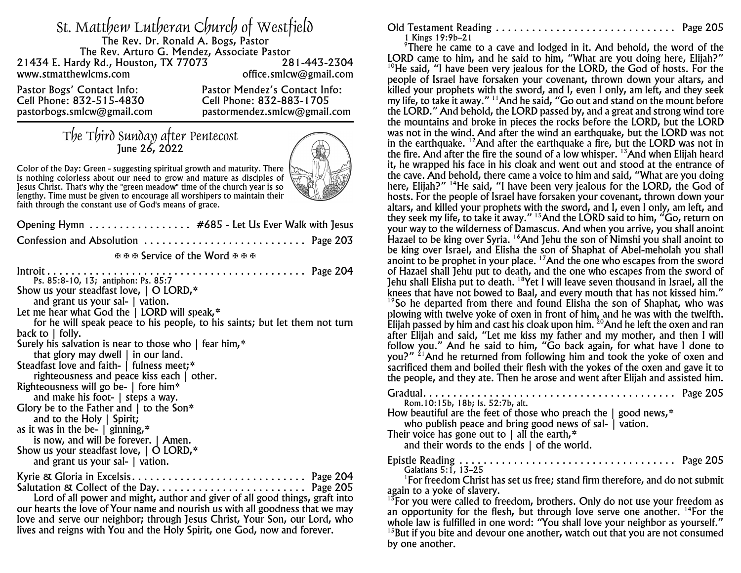// St. Matthew Lutheran Church of Westfield

# St. Matthew Lutheran Church of Westfield

The Rev. Dr. Ronald A. Bogs, Pastor
The Rev. Arturo G. Mendez, Associate Pastor
21434 E. Hardy Rd., Houston, TX 77073 — 281-443-2304
www.stmatthewlcms.com — office.smlcw@gmail.com

Pastor Bogs' Contact Info:
Cell Phone: 832-515-4830
pastorbogs.smlcw@gmail.com

Pastor Mendez's Contact Info:
Cell Phone: 832-883-1705
pastormendez.smlcw@gmail.com

## The Third Sunday after Pentecost

June 26, 2022

Color of the Day: Green - suggesting spiritual growth and maturity. There is nothing colorless about our need to grow and mature as disciples of Jesus Christ. That's why the "green meadow" time of the church year is so lengthy. Time must be given to encourage all worshipers to maintain their faith through the constant use of God's means of grace.

Opening Hymn ................. #685 - Let Us Ever Walk with Jesus

Confession and Absolution ........................... Page 203

✠ ✠ ✠ Service of the Word ✠ ✠ ✠

Introit ........................................... Page 204
Ps. 85:8-10, 13; antiphon: Ps. 85:7

Show us your steadfast love, | O LORD,*
and grant us your sal- | vation.
Let me hear what God the | LORD will speak,*
for he will speak peace to his people, to his saints; but let them not turn back to | folly.
Surely his salvation is near to those who | fear him,*
that glory may dwell | in our land.
Steadfast love and faith- | fulness meet;*
righteousness and peace kiss each | other.
Righteousness will go be- | fore him*
and make his foot- | steps a way.
Glory be to the Father and | to the Son*
and to the Holy | Spirit;
as it was in the be- | ginning,*
is now, and will be forever. | Amen.
Show us your steadfast love, | O LORD,*
and grant us your sal- | vation.

Kyrie & Gloria in Excelsis............................. Page 204
Salutation & Collect of the Day......................... Page 205

Lord of all power and might, author and giver of all good things, graft into our hearts the love of Your name and nourish us with all goodness that we may love and serve our neighbor; through Jesus Christ, Your Son, our Lord, who lives and reigns with You and the Holy Spirit, one God, now and forever.

Old Testament Reading ............................... Page 205
1 Kings 19:9b–21

[9]There he came to a cave and lodged in it. And behold, the word of the LORD came to him, and he said to him, "What are you doing here, Elijah?" [10]He said, "I have been very jealous for the LORD, the God of hosts. For the people of Israel have forsaken your covenant, thrown down your altars, and killed your prophets with the sword, and I, even I only, am left, and they seek my life, to take it away." [11]And he said, "Go out and stand on the mount before the LORD." And behold, the LORD passed by, and a great and strong wind tore the mountains and broke in pieces the rocks before the LORD, but the LORD was not in the wind. And after the wind an earthquake, but the LORD was not in the earthquake. [12]And after the earthquake a fire, but the LORD was not in the fire. And after the fire the sound of a low whisper. [13]And when Elijah heard it, he wrapped his face in his cloak and went out and stood at the entrance of the cave. And behold, there came a voice to him and said, "What are you doing here, Elijah?" [14]He said, "I have been very jealous for the LORD, the God of hosts. For the people of Israel have forsaken your covenant, thrown down your altars, and killed your prophets with the sword, and I, even I only, am left, and they seek my life, to take it away." [15]And the LORD said to him, "Go, return on your way to the wilderness of Damascus. And when you arrive, you shall anoint Hazael to be king over Syria. [16]And Jehu the son of Nimshi you shall anoint to be king over Israel, and Elisha the son of Shaphat of Abel-meholah you shall anoint to be prophet in your place. [17]And the one who escapes from the sword of Hazael shall Jehu put to death, and the one who escapes from the sword of Jehu shall Elisha put to death. [18]Yet I will leave seven thousand in Israel, all the knees that have not bowed to Baal, and every mouth that has not kissed him." [19]So he departed from there and found Elisha the son of Shaphat, who was plowing with twelve yoke of oxen in front of him, and he was with the twelfth. Elijah passed by him and cast his cloak upon him. [20]And he left the oxen and ran after Elijah and said, "Let me kiss my father and my mother, and then I will follow you." And he said to him, "Go back again, for what have I done to you?" [21]And he returned from following him and took the yoke of oxen and sacrificed them and boiled their flesh with the yokes of the oxen and gave it to the people, and they ate. Then he arose and went after Elijah and assisted him.

Gradual............................................ Page 205
Rom.10:15b, 18b; Is. 52:7b, alt.

How beautiful are the feet of those who preach the | good news,*
who publish peace and bring good news of sal- | vation.
Their voice has gone out to | all the earth,*
and their words to the ends | of the world.

Epistle Reading .................................... Page 205
Galatians 5:1, 13–25

[1]For freedom Christ has set us free; stand firm therefore, and do not submit again to a yoke of slavery.

[13]For you were called to freedom, brothers. Only do not use your freedom as an opportunity for the flesh, but through love serve one another. [14]For the whole law is fulfilled in one word: "You shall love your neighbor as yourself." [15]But if you bite and devour one another, watch out that you are not consumed by one another.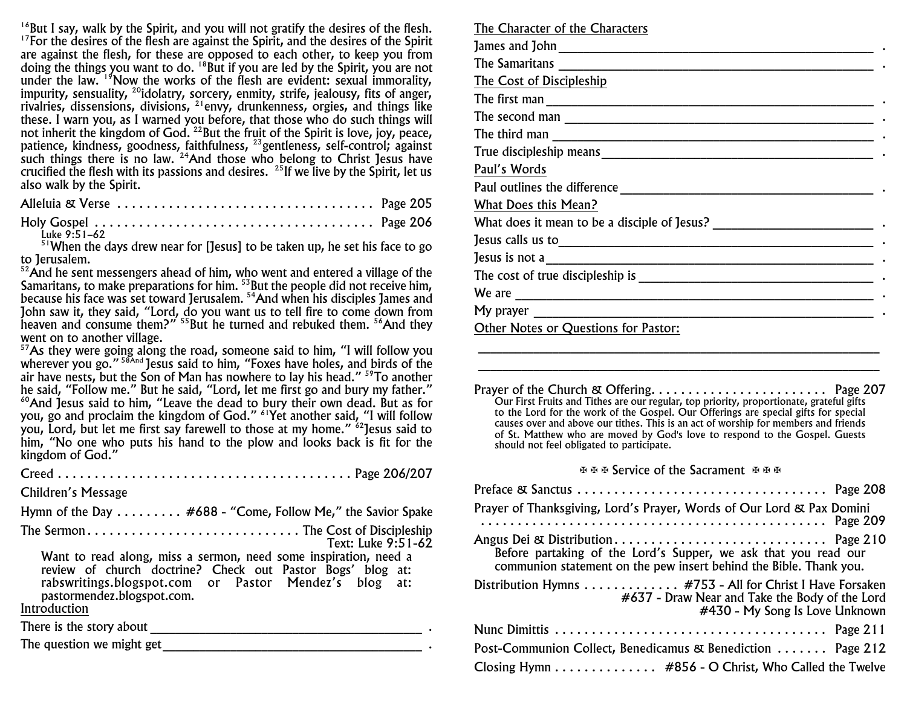[16]But I say, walk by the Spirit, and you will not gratify the desires of the flesh. [17]For the desires of the flesh are against the Spirit, and the desires of the Spirit are against the flesh, for these are opposed to each other, to keep you from doing the things you want to do. [18]But if you are led by the Spirit, you are not under the law. [19]Now the works of the flesh are evident: sexual immorality, impurity, sensuality, [20]idolatry, sorcery, enmity, strife, jealousy, fits of anger, rivalries, dissensions, divisions, [21]envy, drunkenness, orgies, and things like these. I warn you, as I warned you before, that those who do such things will not inherit the kingdom of God. [22]But the fruit of the Spirit is love, joy, peace, patience, kindness, goodness, faithfulness, [23]gentleness, self-control; against such things there is no law. [24]And those who belong to Christ Jesus have crucified the flesh with its passions and desires. [25]If we live by the Spirit, let us also walk by the Spirit.

Alleluia & Verse . . . . . . . . . . . . . . . . . . . . . . . . . . . . . . . . . . . Page 205

Holy Gospel . . . . . . . . . . . . . . . . . . . . . . . . . . . . . . . . . . . . . Page 206

Luke 9:51–62

[51]When the days drew near for [Jesus] to be taken up, he set his face to go to Jerusalem. [52]And he sent messengers ahead of him, who went and entered a village of the Samaritans, to make preparations for him. [53]But the people did not receive him, because his face was set toward Jerusalem. [54]And when his disciples James and John saw it, they said, "Lord, do you want us to tell fire to come down from heaven and consume them?" [55]But he turned and rebuked them. [56]And they went on to another village.

[57]As they were going along the road, someone said to him, "I will follow you wherever you go." [58]And Jesus said to him, "Foxes have holes, and birds of the air have nests, but the Son of Man has nowhere to lay his head." [59]To another he said, "Follow me." But he said, "Lord, let me first go and bury my father." [60]And Jesus said to him, "Leave the dead to bury their own dead. But as for you, go and proclaim the kingdom of God." [61]Yet another said, "I will follow you, Lord, but let me first say farewell to those at my home." [62]Jesus said to him, "No one who puts his hand to the plow and looks back is fit for the kingdom of God."

Creed . . . . . . . . . . . . . . . . . . . . . . . . . . . . . . . . . . . . . . . Page 206/207

Children's Message

Hymn of the Day . . . . . . . . . #688 - "Come, Follow Me," the Savior Spake

The Sermon . . . . . . . . . . . . . . . . . . . . . . . . . . . . The Cost of Discipleship
Text: Luke 9:51-62

Want to read along, miss a sermon, need some inspiration, need a review of church doctrine? Check out Pastor Bogs' blog at: rabswritings.blogspot.com or Pastor Mendez's blog at: pastormendez.blogspot.com.

Introduction

There is the story about ______________________________________ .

The question we might get______________________________________ .

The Character of the Characters

James and John ______________________________________________ .

The Samaritans ______________________________________________ .

The Cost of Discipleship

The first man ________________________________________________ .

The second man ______________________________________________ .

The third man ________________________________________________ .

True discipleship means_________________________________________ .

Paul's Words

Paul outlines the difference ______________________________________ .

What Does this Mean?

What does it mean to be a disciple of Jesus? _______________________ .

Jesus calls us to______________________________________________ .

Jesus is not a________________________________________________ .

The cost of true discipleship is ___________________________________ .

We are _____________________________________________________ .

My prayer ___________________________________________________ .

Other Notes or Questions for Pastor:

______________________________________________________________

______________________________________________________________

Prayer of the Church & Offering. . . . . . . . . . . . . . . . . . . . . . . . Page 207

Our First Fruits and Tithes are our regular, top priority, proportionate, grateful gifts to the Lord for the work of the Gospel. Our Offerings are special gifts for special causes over and above our tithes. This is an act of worship for members and friends of St. Matthew who are moved by God's love to respond to the Gospel. Guests should not feel obligated to participate.

✠✠✠ Service of the Sacrament ✠✠✠

Preface & Sanctus . . . . . . . . . . . . . . . . . . . . . . . . . . . . . . . . . . Page 208

Prayer of Thanksgiving, Lord's Prayer, Words of Our Lord & Pax Domini . . . . . . . . . . . . . . . . . . . . . . . . . . . . . . . . . . . . . . . . . . . . . . . Page 209

Angus Dei & Distribution . . . . . . . . . . . . . . . . . . . . . . . . . . . . Page 210

Before partaking of the Lord's Supper, we ask that you read our communion statement on the pew insert behind the Bible. Thank you.

Distribution Hymns . . . . . . . . . . . . . #753 - All for Christ I Have Forsaken
#637 - Draw Near and Take the Body of the Lord
#430 - My Song Is Love Unknown

Nunc Dimittis . . . . . . . . . . . . . . . . . . . . . . . . . . . . . . . . . . . . Page 211

Post-Communion Collect, Benedicamus & Benediction . . . . . . . Page 212

Closing Hymn . . . . . . . . . . . . . . #856 - O Christ, Who Called the Twelve